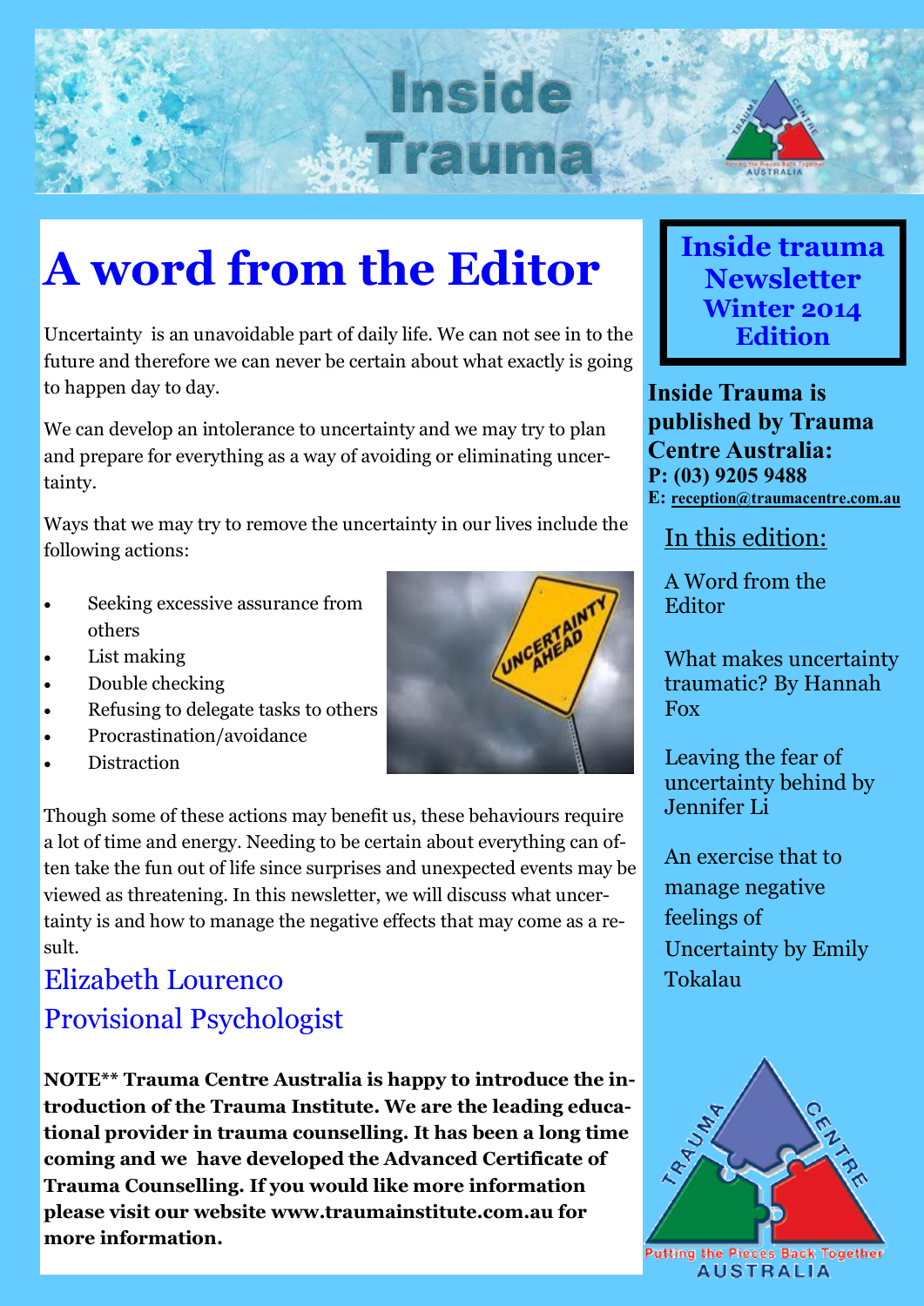# Inside Trauma

## A word from the Editor

Uncertainty is an unavoidable part of daily life. We can not see in to the future and therefore we can never be certain about what exactly is going to happen day to day.

We can develop an intolerance to uncertainty and we may try to plan and prepare for everything as a way of avoiding or eliminating uncertainty.

Ways that we may try to remove the uncertainty in our lives include the following actions:

- Seeking excessive assurance from others
- List making
- Double checking
- Refusing to delegate tasks to others
- Procrastination/avoidance
- Distraction

Though some of these actions may benefit us, these behaviours require a lot of time and energy. Needing to be certain about everything can often take the fun out of life since surprises and unexpected events may be viewed as threatening. In this newsletter, we will discuss what uncertainty is and how to manage the negative effects that may come as a result.

Elizabeth Lourenco
Provisional Psychologist

**NOTE** Trauma Centre Australia is happy to introduce the introduction of the Trauma Institute. We are the leading educational provider in trauma counselling. It has been a long time coming and we have developed the Advanced Certificate of Trauma Counselling. If you would like more information please visit our website www.traumainstitute.com.au for more information.**

**Inside trauma Newsletter Winter 2014 Edition**

**Inside Trauma is published by Trauma Centre Australia:**
**P: (03) 9205 9488**
**E: reception@traumacentre.com.au**

In this edition:

A Word from the Editor

What makes uncertainty traumatic? By Hannah Fox

Leaving the fear of uncertainty behind by Jennifer Li

An exercise that to manage negative feelings of Uncertainty by Emily Tokalau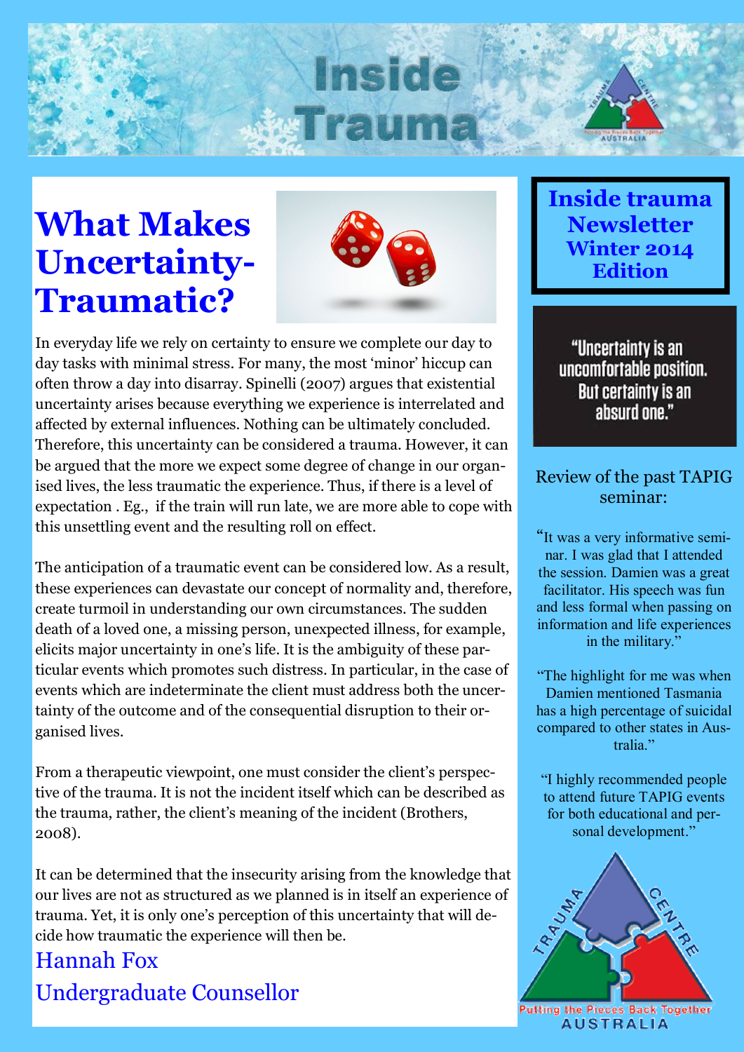# Inside Trauma

## What Makes Uncertainty-Traumatic?

In everyday life we rely on certainty to ensure we complete our day to day tasks with minimal stress. For many, the most 'minor' hiccup can often throw a day into disarray. Spinelli (2007) argues that existential uncertainty arises because everything we experience is interrelated and affected by external influences. Nothing can be ultimately concluded. Therefore, this uncertainty can be considered a trauma. However, it can be argued that the more we expect some degree of change in our organised lives, the less traumatic the experience. Thus, if there is a level of expectation . Eg., if the train will run late, we are more able to cope with this unsettling event and the resulting roll on effect.

The anticipation of a traumatic event can be considered low. As a result, these experiences can devastate our concept of normality and, therefore, create turmoil in understanding our own circumstances. The sudden death of a loved one, a missing person, unexpected illness, for example, elicits major uncertainty in one's life. It is the ambiguity of these particular events which promotes such distress. In particular, in the case of events which are indeterminate the client must address both the uncertainty of the outcome and of the consequential disruption to their organised lives.

From a therapeutic viewpoint, one must consider the client's perspective of the trauma. It is not the incident itself which can be described as the trauma, rather, the client's meaning of the incident (Brothers, 2008).

It can be determined that the insecurity arising from the knowledge that our lives are not as structured as we planned is in itself an experience of trauma. Yet, it is only one's perception of this uncertainty that will decide how traumatic the experience will then be.

Hannah Fox

Undergraduate Counsellor

**Inside trauma Newsletter Winter 2014 Edition**

"Uncertainty is an uncomfortable position. But certainty is an absurd one."

### Review of the past TAPIG seminar:

"It was a very informative seminar. I was glad that I attended the session. Damien was a great facilitator. His speech was fun and less formal when passing on information and life experiences in the military."

"The highlight for me was when Damien mentioned Tasmania has a high percentage of suicidal compared to other states in Australia."

"I highly recommended people to attend future TAPIG events for both educational and personal development."

Trauma Centre Australia — Putting the Pieces Back Together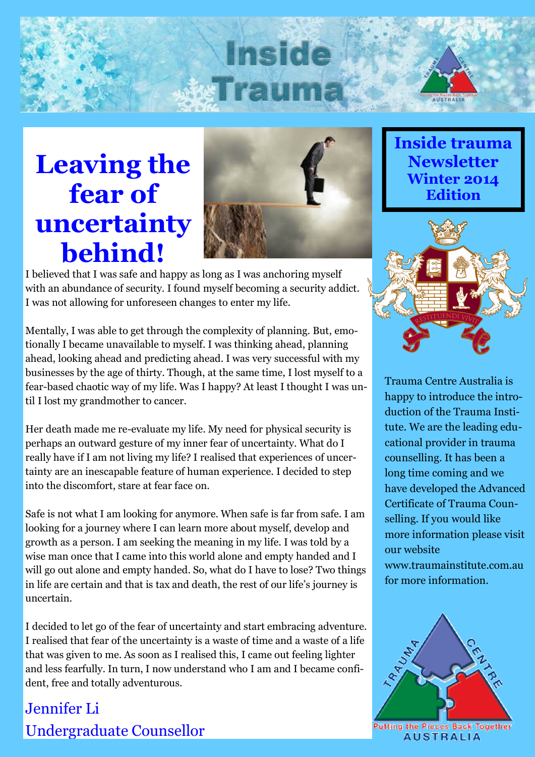# Inside Trauma

**Inside trauma Newsletter Winter 2014 Edition**

# Leaving the fear of uncertainty behind!

I believed that I was safe and happy as long as I was anchoring myself with an abundance of security. I found myself becoming a security addict. I was not allowing for unforeseen changes to enter my life.

Mentally, I was able to get through the complexity of planning. But, emotionally I became unavailable to myself. I was thinking ahead, planning ahead, looking ahead and predicting ahead. I was very successful with my businesses by the age of thirty. Though, at the same time, I lost myself to a fear-based chaotic way of my life. Was I happy? At least I thought I was until I lost my grandmother to cancer.

Her death made me re-evaluate my life. My need for physical security is perhaps an outward gesture of my inner fear of uncertainty. What do I really have if I am not living my life? I realised that experiences of uncertainty are an inescapable feature of human experience. I decided to step into the discomfort, stare at fear face on.

Safe is not what I am looking for anymore. When safe is far from safe. I am looking for a journey where I can learn more about myself, develop and growth as a person. I am seeking the meaning in my life. I was told by a wise man once that I came into this world alone and empty handed and I will go out alone and empty handed. So, what do I have to lose? Two things in life are certain and that is tax and death, the rest of our life's journey is uncertain.

I decided to let go of the fear of uncertainty and start embracing adventure. I realised that fear of the uncertainty is a waste of time and a waste of a life that was given to me. As soon as I realised this, I came out feeling lighter and less fearfully. In turn, I now understand who I am and I became confident, free and totally adventurous.

Jennifer Li
Undergraduate Counsellor

Trauma Centre Australia is happy to introduce the introduction of the Trauma Institute. We are the leading educational provider in trauma counselling. It has been a long time coming and we have developed the Advanced Certificate of Trauma Counselling. If you would like more information please visit our website www.traumainstitute.com.au for more information.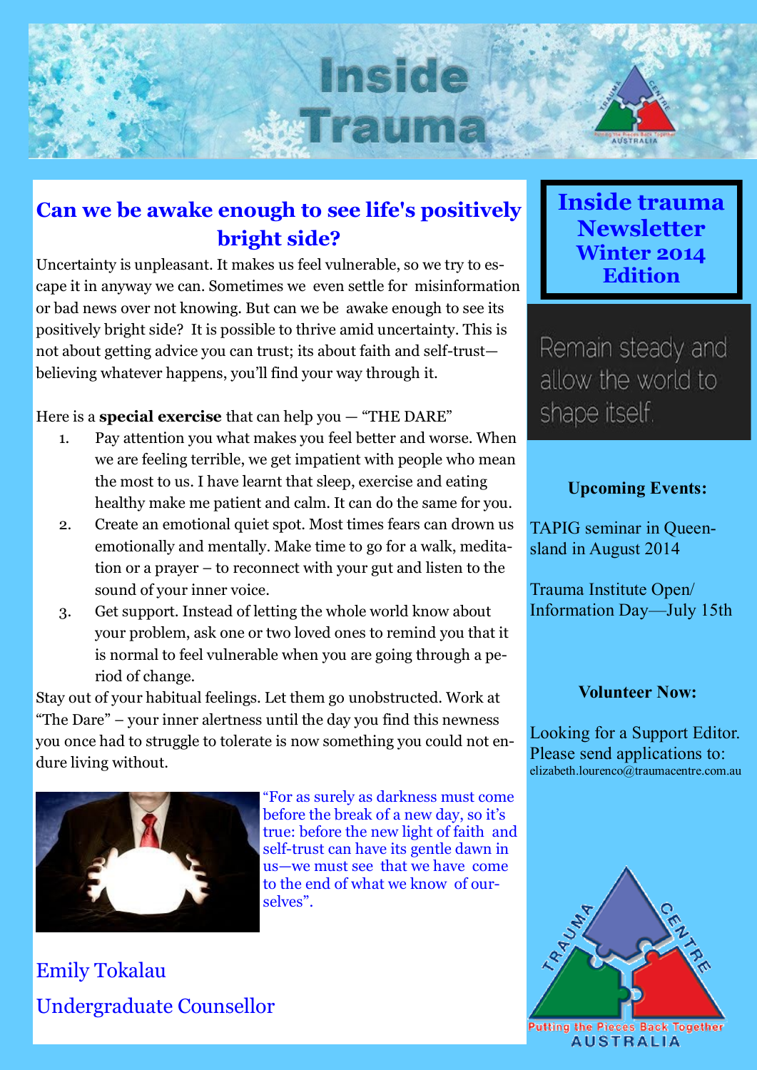# Inside Trauma

## Can we be awake enough to see life's positively bright side?

Uncertainty is unpleasant. It makes us feel vulnerable, so we try to escape it in anyway we can. Sometimes we even settle for misinformation or bad news over not knowing. But can we be awake enough to see its positively bright side? It is possible to thrive amid uncertainty. This is not about getting advice you can trust; its about faith and self-trust—believing whatever happens, you'll find your way through it.

Here is a **special exercise** that can help you — "THE DARE"

1. Pay attention you what makes you feel better and worse. When we are feeling terrible, we get impatient with people who mean the most to us. I have learnt that sleep, exercise and eating healthy make me patient and calm. It can do the same for you.
2. Create an emotional quiet spot. Most times fears can drown us emotionally and mentally. Make time to go for a walk, meditation or a prayer – to reconnect with your gut and listen to the sound of your inner voice.
3. Get support. Instead of letting the whole world know about your problem, ask one or two loved ones to remind you that it is normal to feel vulnerable when you are going through a period of change.

Stay out of your habitual feelings. Let them go unobstructed. Work at "The Dare" – your inner alertness until the day you find this newness you once had to struggle to tolerate is now something you could not endure living without.

"For as surely as darkness must come before the break of a new day, so it's true: before the new light of faith and self-trust can have its gentle dawn in us—we must see that we have come to the end of what we know of ourselves".

Emily Tokalau

Undergraduate Counsellor

**Inside trauma Newsletter Winter 2014 Edition**

Remain steady and allow the world to shape itself.

**Upcoming Events:**

TAPIG seminar in Queensland in August 2014

Trauma Institute Open/ Information Day—July 15th

**Volunteer Now:**

Looking for a Support Editor. Please send applications to: elizabeth.lourenco@traumacentre.com.au

Trauma Centre — Putting the Pieces Back Together — Australia